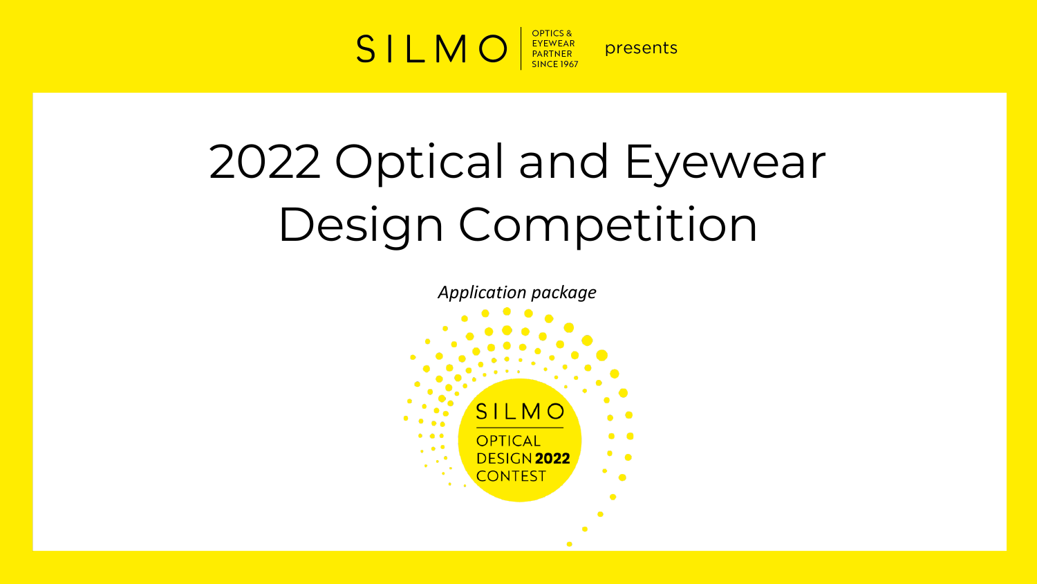SILMO | OPTICS & EYEWEAR PARTNER SINCE 1967 presents

# 2022 Optical and Eyewear Design Competition

*Application package*

SILMO

OPTICAL DESIGN **2022** CONTEST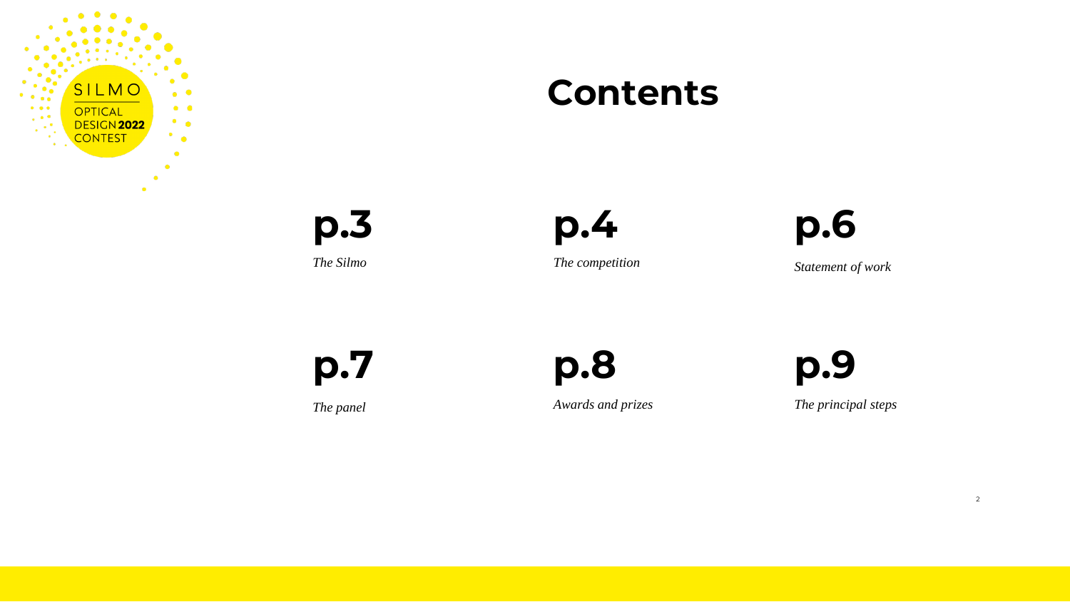SILMO

OPTICAL DESIGN **2022** CONTEST

# Contents

**p.3**
*The Silmo*

**p.4**
*The competition*

**p.6**
*Statement of work*

**p.7**
*The panel*

**p.8**
*Awards and prizes*

**p.9**
*The principal steps*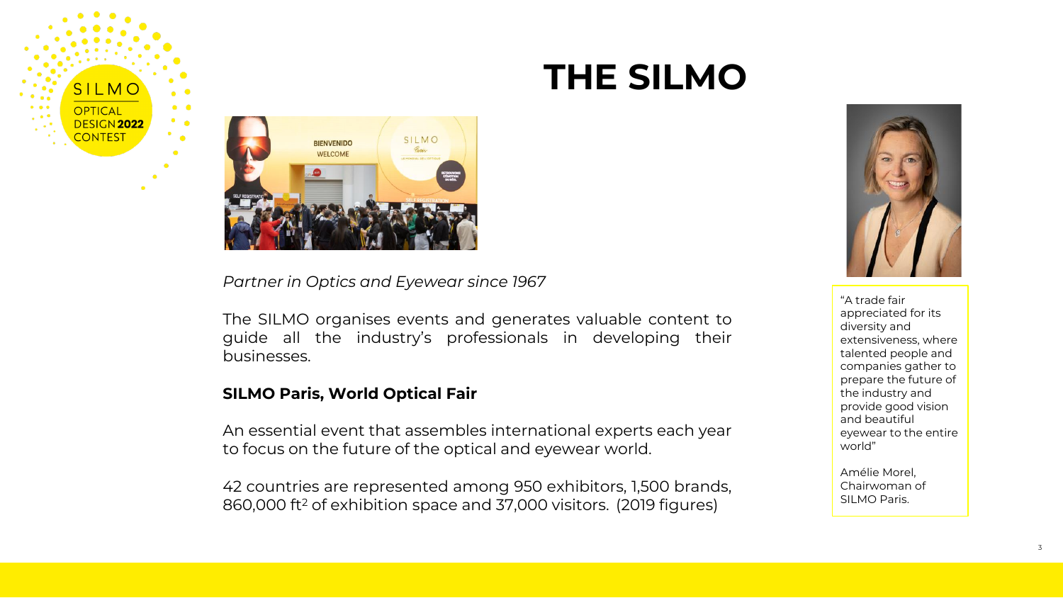# THE SILMO

*Partner in Optics and Eyewear since 1967*

The SILMO organises events and generates valuable content to guide all the industry's professionals in developing their businesses.

**SILMO Paris, World Optical Fair**

An essential event that assembles international experts each year to focus on the future of the optical and eyewear world.

42 countries are represented among 950 exhibitors, 1,500 brands, 860,000 $ft^2$ of exhibition space and 37,000 visitors. (2019 figures)

"A trade fair appreciated for its diversity and extensiveness, where talented people and companies gather to prepare the future of the industry and provide good vision and beautiful eyewear to the entire world"

Amélie Morel, Chairwoman of SILMO Paris.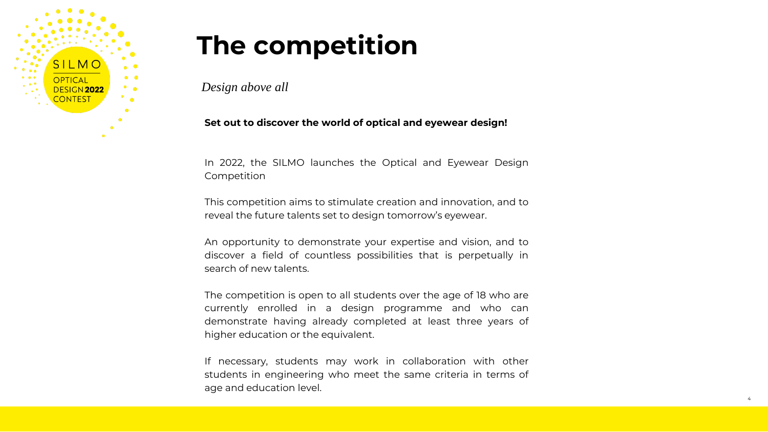SILMO
OPTICAL DESIGN 2022 CONTEST

# The competition

*Design above all*

**Set out to discover the world of optical and eyewear design!**

In 2022, the SILMO launches the Optical and Eyewear Design Competition

This competition aims to stimulate creation and innovation, and to reveal the future talents set to design tomorrow's eyewear.

An opportunity to demonstrate your expertise and vision, and to discover a field of countless possibilities that is perpetually in search of new talents.

The competition is open to all students over the age of 18 who are currently enrolled in a design programme and who can demonstrate having already completed at least three years of higher education or the equivalent.

If necessary, students may work in collaboration with other students in engineering who meet the same criteria in terms of age and education level.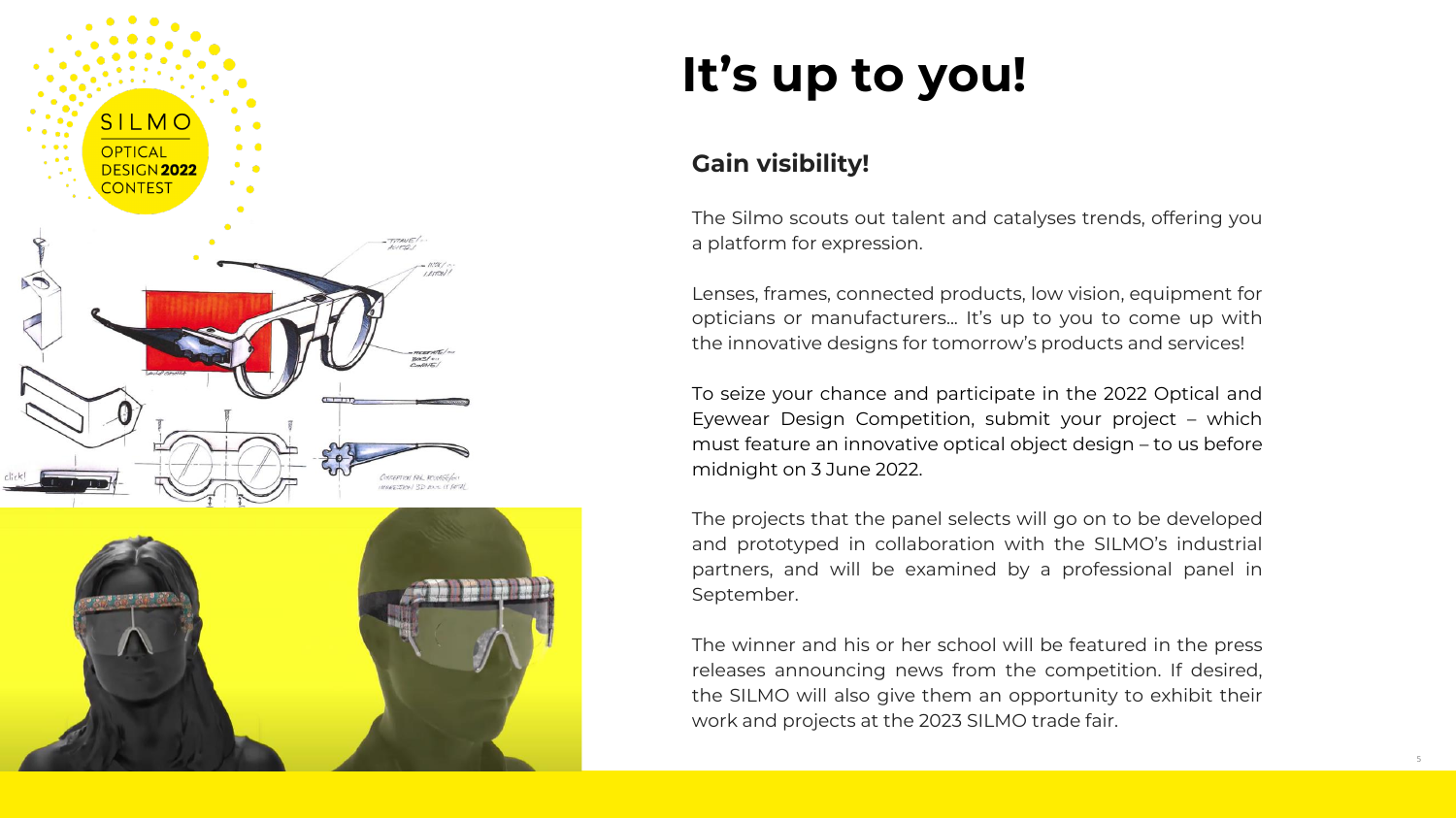# It's up to you!

## Gain visibility!

The Silmo scouts out talent and catalyses trends, offering you a platform for expression.

Lenses, frames, connected products, low vision, equipment for opticians or manufacturers… It's up to you to come up with the innovative designs for tomorrow's products and services!

To seize your chance and participate in the 2022 Optical and Eyewear Design Competition, submit your project – which must feature an innovative optical object design – to us before midnight on 3 June 2022.

The projects that the panel selects will go on to be developed and prototyped in collaboration with the SILMO's industrial partners, and will be examined by a professional panel in September.

The winner and his or her school will be featured in the press releases announcing news from the competition. If desired, the SILMO will also give them an opportunity to exhibit their work and projects at the 2023 SILMO trade fair.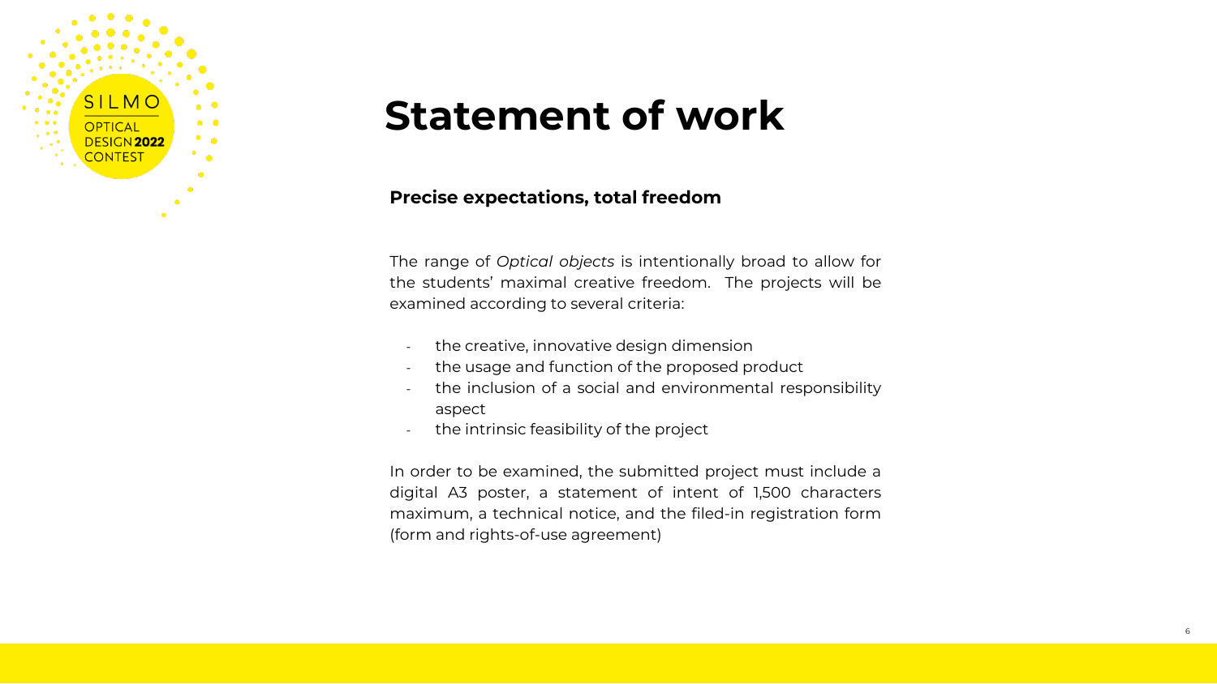SILMO OPTICAL DESIGN 2022 CONTEST

# Statement of work

**Precise expectations, total freedom**

The range of *Optical objects* is intentionally broad to allow for the students' maximal creative freedom. The projects will be examined according to several criteria:

- the creative, innovative design dimension
- the usage and function of the proposed product
- the inclusion of a social and environmental responsibility aspect
- the intrinsic feasibility of the project

In order to be examined, the submitted project must include a digital A3 poster, a statement of intent of 1,500 characters maximum, a technical notice, and the filed-in registration form (form and rights-of-use agreement)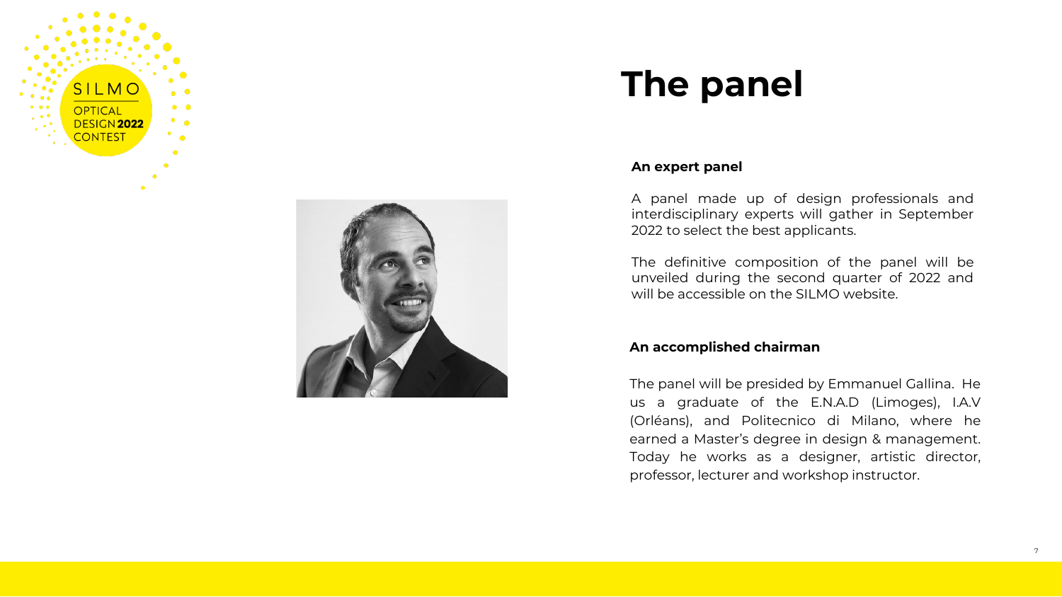# The panel

**An expert panel**

A panel made up of design professionals and interdisciplinary experts will gather in September 2022 to select the best applicants.

The definitive composition of the panel will be unveiled during the second quarter of 2022 and will be accessible on the SILMO website.

**An accomplished chairman**

The panel will be presided by Emmanuel Gallina. He us a graduate of the E.N.A.D (Limoges), I.A.V (Orléans), and Politecnico di Milano, where he earned a Master's degree in design & management. Today he works as a designer, artistic director, professor, lecturer and workshop instructor.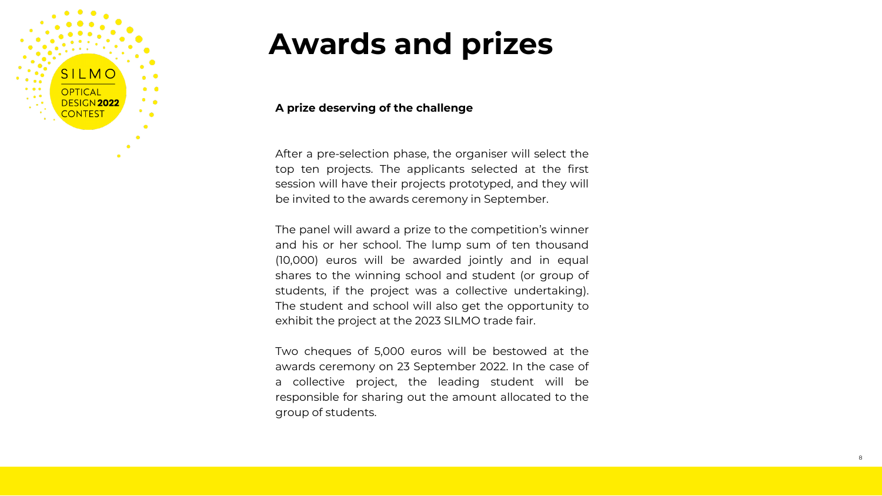# Awards and prizes

**A prize deserving of the challenge**

After a pre-selection phase, the organiser will select the top ten projects. The applicants selected at the first session will have their projects prototyped, and they will be invited to the awards ceremony in September.

The panel will award a prize to the competition's winner and his or her school. The lump sum of ten thousand (10,000) euros will be awarded jointly and in equal shares to the winning school and student (or group of students, if the project was a collective undertaking). The student and school will also get the opportunity to exhibit the project at the 2023 SILMO trade fair.

Two cheques of 5,000 euros will be bestowed at the awards ceremony on 23 September 2022. In the case of a collective project, the leading student will be responsible for sharing out the amount allocated to the group of students.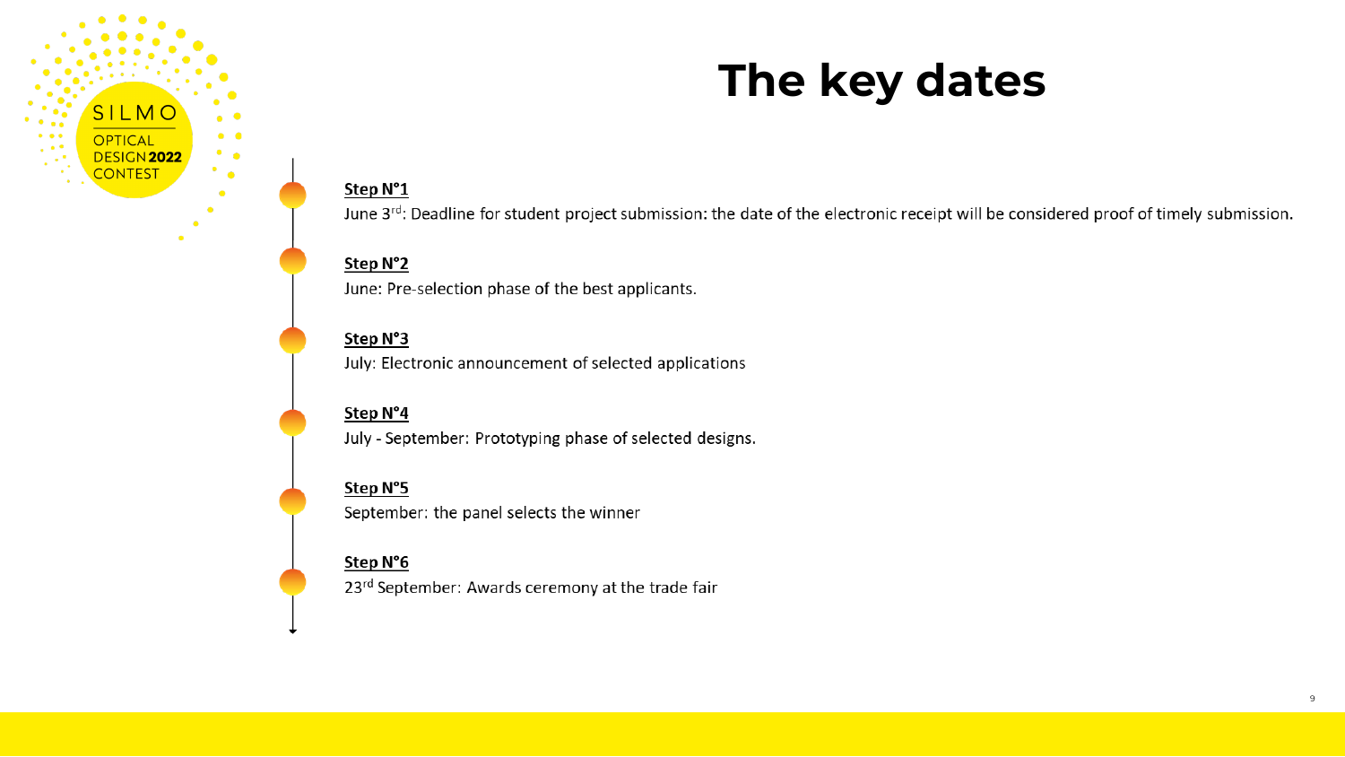# The key dates

**Step N°1**

June 3rd: Deadline for student project submission: the date of the electronic receipt will be considered proof of timely submission.

**Step N°2**

June: Pre-selection phase of the best applicants.

**Step N°3**

July: Electronic announcement of selected applications

**Step N°4**

July - September: Prototyping phase of selected designs.

**Step N°5**

September: the panel selects the winner

**Step N°6**

23rd September: Awards ceremony at the trade fair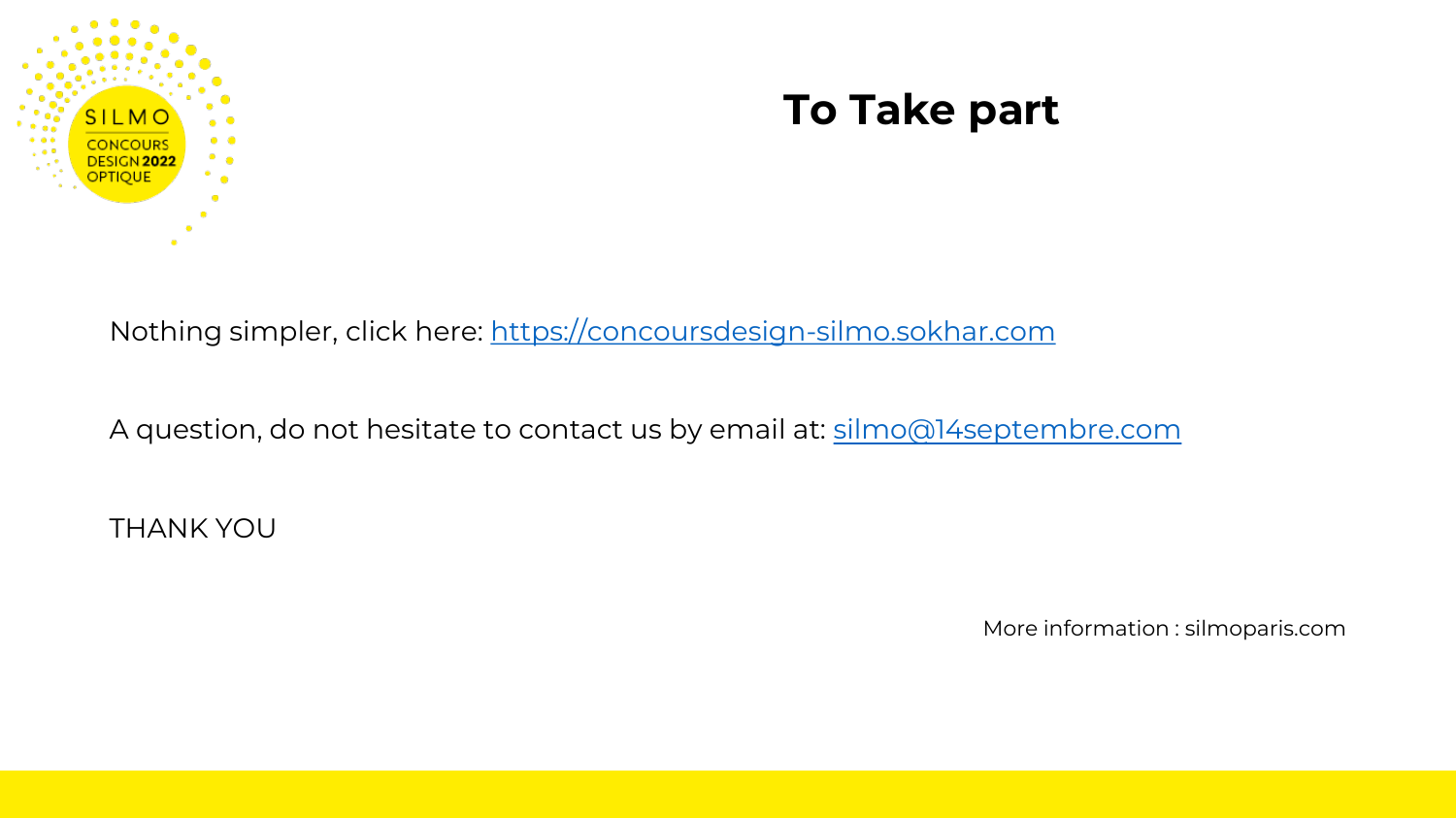# To Take part

Nothing simpler, click here: https://concoursdesign-silmo.sokhar.com

A question, do not hesitate to contact us by email at: silmo@14septembre.com

THANK YOU

More information : silmoparis.com